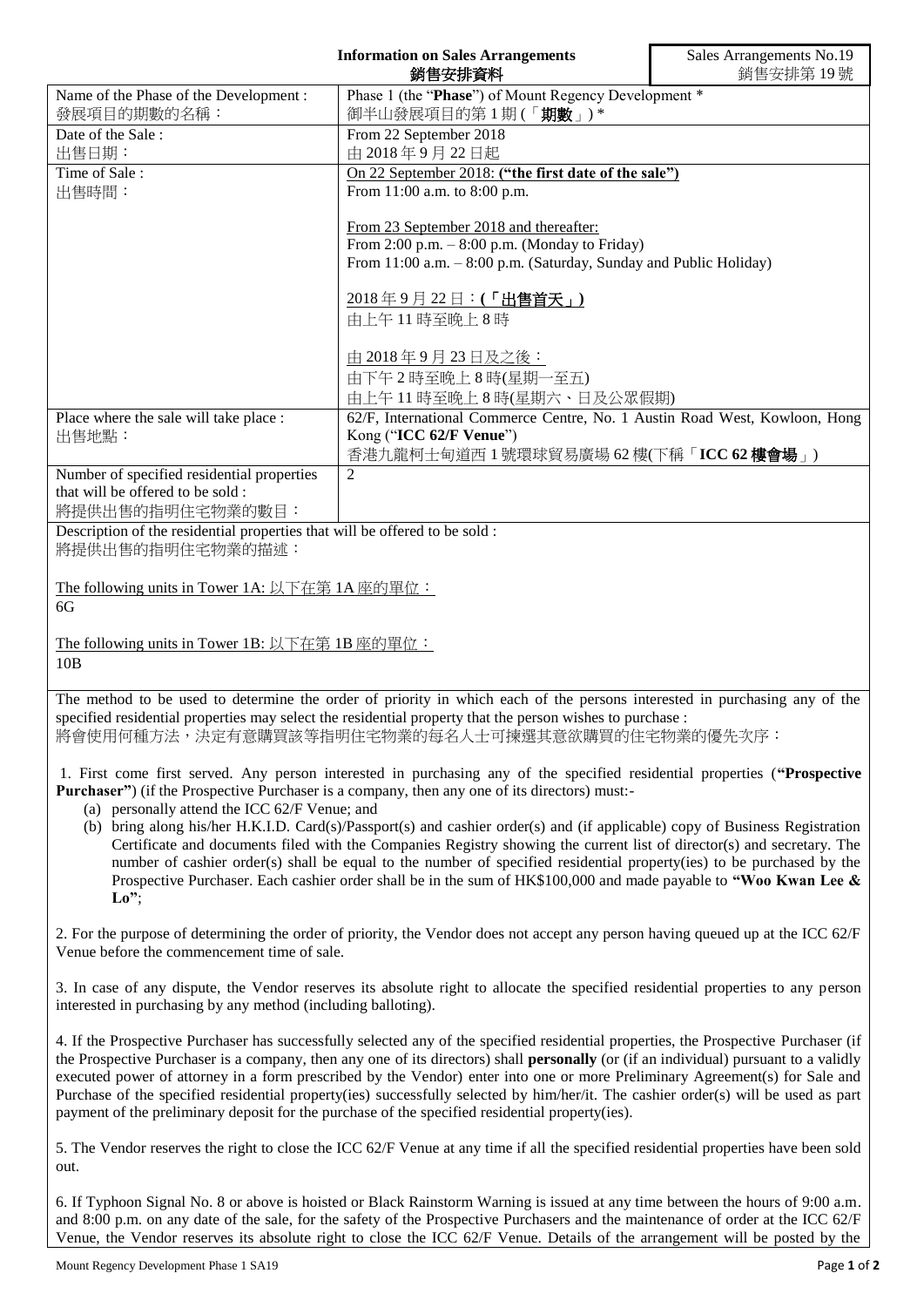**Information on Sales Arrangements**
**銷售安排資料**

Sales Arrangements No.19
銷售安排第 19 號

| | |
|---|---|
| Name of the Phase of the Development :<br>發展項目的期數的名稱： | Phase 1 (the "**Phase**") of Mount Regency Development *<br>御半山發展項目的第 1 期 (「**期數**」) * |
| Date of the Sale :<br>出售日期： | From 22 September 2018<br>由 2018 年 9 月 22 日起 |
| Time of Sale :<br>出售時間： | On 22 September 2018: **("the first date of the sale")**<br>From 11:00 a.m. to 8:00 p.m.<br><br>From 23 September 2018 and thereafter:<br>From 2:00 p.m. – 8:00 p.m. (Monday to Friday)<br>From 11:00 a.m. – 8:00 p.m. (Saturday, Sunday and Public Holiday)<br><br>2018 年 9 月 22 日：**(「出售首天」)**<br>由上午 11 時至晚上 8 時<br><br>由 2018 年 9 月 23 日及之後：<br>由下午 2 時至晚上 8 時(星期一至五)<br>由上午 11 時至晚上 8 時(星期六、日及公眾假期) |
| Place where the sale will take place :<br>出售地點： | 62/F, International Commerce Centre, No. 1 Austin Road West, Kowloon, Hong Kong ("**ICC 62/F Venue**")<br>香港九龍柯士甸道西 1 號環球貿易廣場 62 樓(下稱「**ICC 62 樓會場**」) |
| Number of specified residential properties that will be offered to be sold :<br>將提供出售的指明住宅物業的數目： | 2 |

Description of the residential properties that will be offered to be sold :
將提供出售的指明住宅物業的描述：

The following units in Tower 1A: 以下在第 1A 座的單位：
6G

The following units in Tower 1B: 以下在第 1B 座的單位：
10B

The method to be used to determine the order of priority in which each of the persons interested in purchasing any of the specified residential properties may select the residential property that the person wishes to purchase :
將會使用何種方法，決定有意購買該等指明住宅物業的每名人士可揀選其意欲購買的住宅物業的優先次序：

1. First come first served. Any person interested in purchasing any of the specified residential properties (**"Prospective Purchaser"**) (if the Prospective Purchaser is a company, then any one of its directors) must:-
   (a) personally attend the ICC 62/F Venue; and
   (b) bring along his/her H.K.I.D. Card(s)/Passport(s) and cashier order(s) and (if applicable) copy of Business Registration Certificate and documents filed with the Companies Registry showing the current list of director(s) and secretary. The number of cashier order(s) shall be equal to the number of specified residential property(ies) to be purchased by the Prospective Purchaser. Each cashier order shall be in the sum of HK$100,000 and made payable to **"Woo Kwan Lee & Lo"**;

2. For the purpose of determining the order of priority, the Vendor does not accept any person having queued up at the ICC 62/F Venue before the commencement time of sale.

3. In case of any dispute, the Vendor reserves its absolute right to allocate the specified residential properties to any person interested in purchasing by any method (including balloting).

4. If the Prospective Purchaser has successfully selected any of the specified residential properties, the Prospective Purchaser (if the Prospective Purchaser is a company, then any one of its directors) shall **personally** (or (if an individual) pursuant to a validly executed power of attorney in a form prescribed by the Vendor) enter into one or more Preliminary Agreement(s) for Sale and Purchase of the specified residential property(ies) successfully selected by him/her/it. The cashier order(s) will be used as part payment of the preliminary deposit for the purchase of the specified residential property(ies).

5. The Vendor reserves the right to close the ICC 62/F Venue at any time if all the specified residential properties have been sold out.

6. If Typhoon Signal No. 8 or above is hoisted or Black Rainstorm Warning is issued at any time between the hours of 9:00 a.m. and 8:00 p.m. on any date of the sale, for the safety of the Prospective Purchasers and the maintenance of order at the ICC 62/F Venue, the Vendor reserves its absolute right to close the ICC 62/F Venue. Details of the arrangement will be posted by the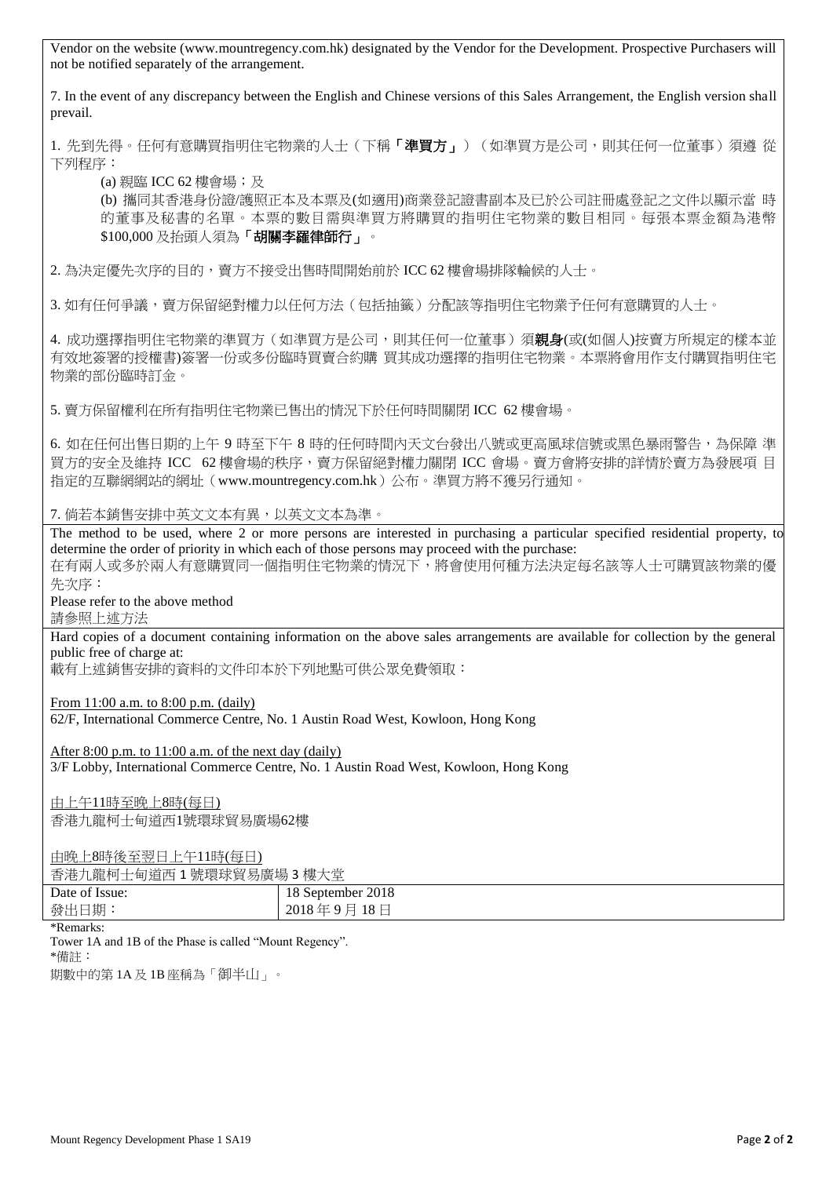Vendor on the website (www.mountregency.com.hk) designated by the Vendor for the Development. Prospective Purchasers will not be notified separately of the arrangement.

7. In the event of any discrepancy between the English and Chinese versions of this Sales Arrangement, the English version shall prevail.

1. 先到先得。任何有意購買指明住宅物業的人士（下稱**「準買方」**）（如準買方是公司，則其任何一位董事）須遵 從下列程序：

(a) 親臨 ICC 62 樓會場；及

(b) 攜同其香港身份證/護照正本及本票及(如適用)商業登記證書副本及已於公司註冊處登記之文件以顯示當 時的董事及秘書的名單。本票的數目需與準買方將購買的指明住宅物業的數目相同。每張本票金額為港幣 $100,000 及抬頭人須為**「胡關李羅律師行」**。

2. 為決定優先次序的目的，賣方不接受出售時間開始前於 ICC 62 樓會場排隊輪候的人士。

3. 如有任何爭議，賣方保留絕對權力以任何方法（包括抽籤）分配該等指明住宅物業予任何有意購買的人士。

4. 成功選擇指明住宅物業的準買方（如準買方是公司，則其任何一位董事）須**親身**(或(如個人)按賣方所規定的樣本並有效地簽署的授權書)簽署一份或多份臨時買賣合約購 買其成功選擇的指明住宅物業。本票將會用作支付購買指明住宅物業的部份臨時訂金。

5. 賣方保留權利在所有指明住宅物業已售出的情況下於任何時間關閉 ICC 62 樓會場。

6. 如在任何出售日期的上午 9 時至下午 8 時的任何時間內天文台發出八號或更高風球信號或黑色暴雨警告，為保障 準買方的安全及維持 ICC 62 樓會場的秩序，賣方保留絕對權力關閉 ICC 會場。賣方會將安排的詳情於賣方為發展項 目指定的互聯網網站的網址（www.mountregency.com.hk）公布。準買方將不獲另行通知。

7. 倘若本銷售安排中英文文本有異，以英文文本為準。

The method to be used, where 2 or more persons are interested in purchasing a particular specified residential property, to determine the order of priority in which each of those persons may proceed with the purchase:
在有兩人或多於兩人有意購買同一個指明住宅物業的情況下，將會使用何種方法決定每名該等人士可購買該物業的優先次序：

Please refer to the above method
請參照上述方法

Hard copies of a document containing information on the above sales arrangements are available for collection by the general public free of charge at:
載有上述銷售安排的資料的文件印本於下列地點可供公眾免費領取：

From 11:00 a.m. to 8:00 p.m. (daily)
62/F, International Commerce Centre, No. 1 Austin Road West, Kowloon, Hong Kong

After 8:00 p.m. to 11:00 a.m. of the next day (daily)
3/F Lobby, International Commerce Centre, No. 1 Austin Road West, Kowloon, Hong Kong

由上午11時至晚上8時(每日)
香港九龍柯士甸道西1號環球貿易廣場62樓

由晚上8時後至翌日上午11時(每日)
香港九龍柯士甸道西 1 號環球貿易廣場 3 樓大堂

| | |
|---|---|
| Date of Issue:<br>發出日期： | 18 September 2018<br>2018 年 9 月 18 日 |

*Remarks:
Tower 1A and 1B of the Phase is called "Mount Regency".
*備註：
期數中的第 1A 及 1B 座稱為「御半山」。